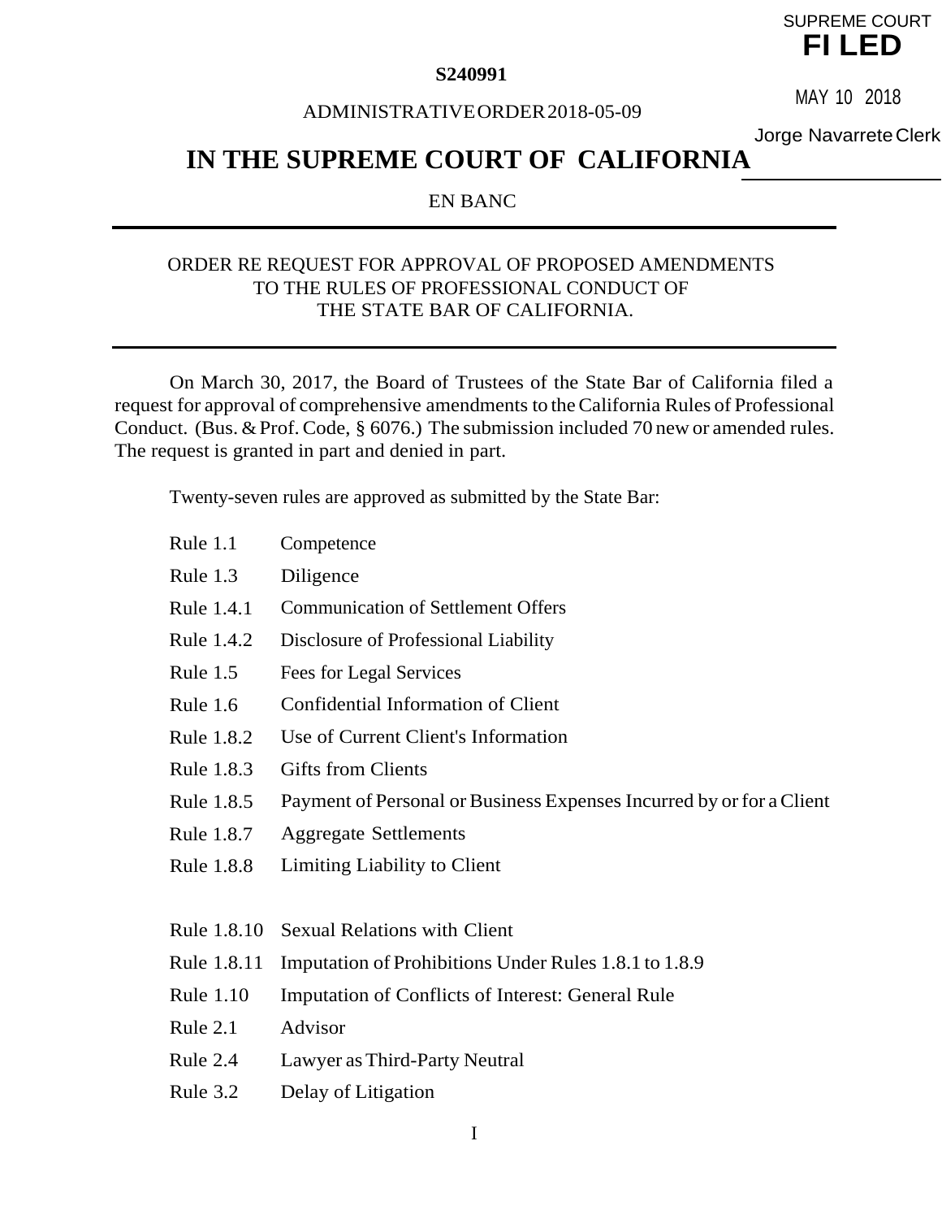SUPREME COURT
**FILED**

MAY 10 2018

Jorge Navarrete Clerk

**S240991**

ADMINISTRATIVE ORDER 2018-05-09

# IN THE SUPREME COURT OF CALIFORNIA

EN BANC

---

ORDER RE REQUEST FOR APPROVAL OF PROPOSED AMENDMENTS
TO THE RULES OF PROFESSIONAL CONDUCT OF
THE STATE BAR OF CALIFORNIA.

---

On March 30, 2017, the Board of Trustees of the State Bar of California filed a request for approval of comprehensive amendments to the California Rules of Professional Conduct. (Bus. & Prof. Code, § 6076.) The submission included 70 new or amended rules. The request is granted in part and denied in part.

Twenty-seven rules are approved as submitted by the State Bar:

| | |
|---|---|
| Rule 1.1 | Competence |
| Rule 1.3 | Diligence |
| Rule 1.4.1 | Communication of Settlement Offers |
| Rule 1.4.2 | Disclosure of Professional Liability |
| Rule 1.5 | Fees for Legal Services |
| Rule 1.6 | Confidential Information of Client |
| Rule 1.8.2 | Use of Current Client's Information |
| Rule 1.8.3 | Gifts from Clients |
| Rule 1.8.5 | Payment of Personal or Business Expenses Incurred by or for a Client |
| Rule 1.8.7 | Aggregate Settlements |
| Rule 1.8.8 | Limiting Liability to Client |
| Rule 1.8.10 | Sexual Relations with Client |
| Rule 1.8.11 | Imputation of Prohibitions Under Rules 1.8.1 to 1.8.9 |
| Rule 1.10 | Imputation of Conflicts of Interest: General Rule |
| Rule 2.1 | Advisor |
| Rule 2.4 | Lawyer as Third-Party Neutral |
| Rule 3.2 | Delay of Litigation |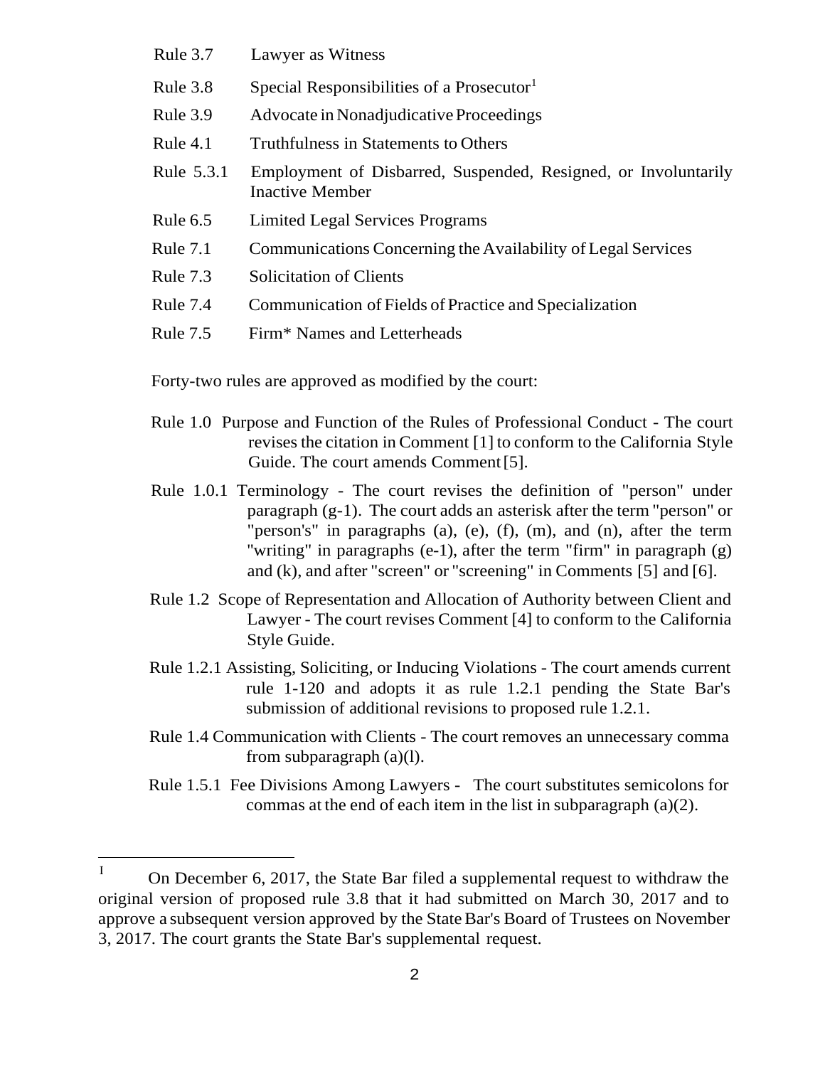Rule 3.7 Lawyer as Witness

Rule 3.8 Special Responsibilities of a Prosecutor[1]

Rule 3.9 Advocate in Nonadjudicative Proceedings

Rule 4.1 Truthfulness in Statements to Others

Rule 5.3.1 Employment of Disbarred, Suspended, Resigned, or Involuntarily Inactive Member

Rule 6.5 Limited Legal Services Programs

Rule 7.1 Communications Concerning the Availability of Legal Services

Rule 7.3 Solicitation of Clients

Rule 7.4 Communication of Fields of Practice and Specialization

Rule 7.5 Firm* Names and Letterheads

Forty-two rules are approved as modified by the court:

Rule 1.0 Purpose and Function of the Rules of Professional Conduct - The court revises the citation in Comment [1] to conform to the California Style Guide. The court amends Comment [5].

Rule 1.0.1 Terminology - The court revises the definition of "person" under paragraph (g-1). The court adds an asterisk after the term "person" or "person's" in paragraphs (a), (e), (f), (m), and (n), after the term "writing" in paragraphs (e-1), after the term "firm" in paragraph (g) and (k), and after "screen" or "screening" in Comments [5] and [6].

Rule 1.2 Scope of Representation and Allocation of Authority between Client and Lawyer - The court revises Comment [4] to conform to the California Style Guide.

Rule 1.2.1 Assisting, Soliciting, or Inducing Violations - The court amends current rule 1-120 and adopts it as rule 1.2.1 pending the State Bar's submission of additional revisions to proposed rule 1.2.1.

Rule 1.4 Communication with Clients - The court removes an unnecessary comma from subparagraph (a)(l).

Rule 1.5.1 Fee Divisions Among Lawyers - The court substitutes semicolons for commas at the end of each item in the list in subparagraph (a)(2).

---

[1] On December 6, 2017, the State Bar filed a supplemental request to withdraw the original version of proposed rule 3.8 that it had submitted on March 30, 2017 and to approve a subsequent version approved by the State Bar's Board of Trustees on November 3, 2017. The court grants the State Bar's supplemental request.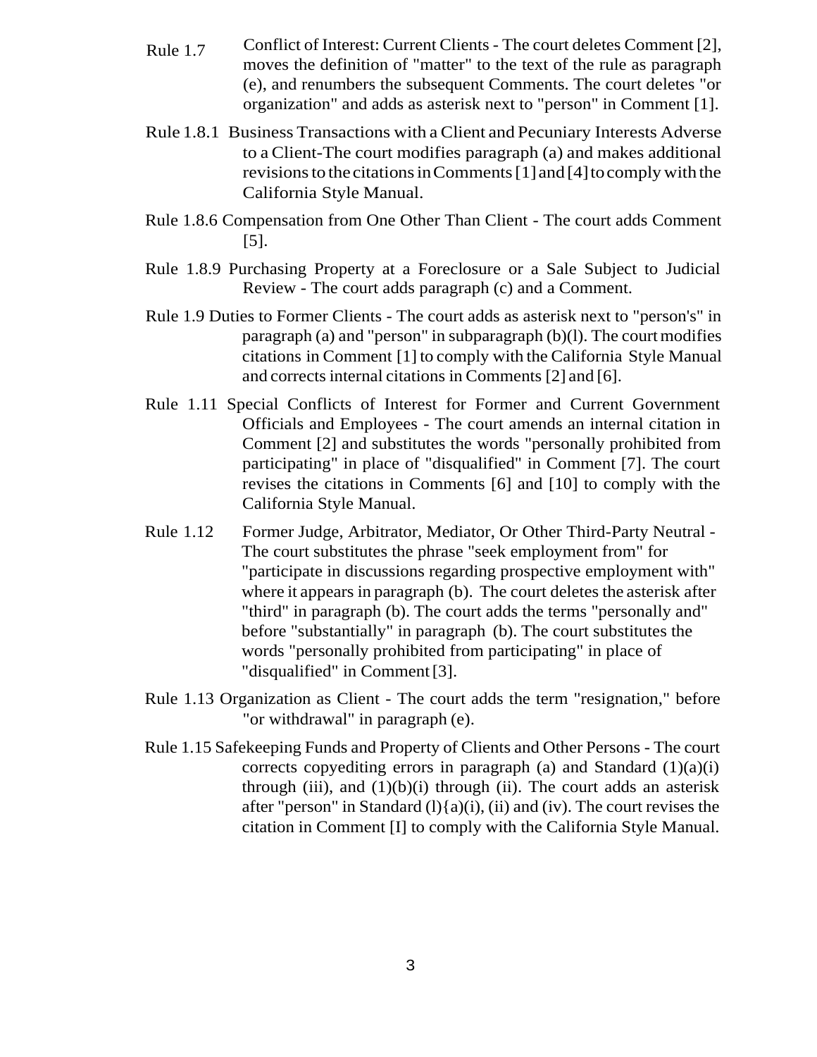Rule 1.7 Conflict of Interest: Current Clients - The court deletes Comment [2], moves the definition of "matter" to the text of the rule as paragraph (e), and renumbers the subsequent Comments. The court deletes "or organization" and adds as asterisk next to "person" in Comment [1].

Rule 1.8.1 Business Transactions with a Client and Pecuniary Interests Adverse to a Client-The court modifies paragraph (a) and makes additional revisions to the citations in Comments [1] and [4] to comply with the California Style Manual.

Rule 1.8.6 Compensation from One Other Than Client - The court adds Comment [5].

Rule 1.8.9 Purchasing Property at a Foreclosure or a Sale Subject to Judicial Review - The court adds paragraph (c) and a Comment.

Rule 1.9 Duties to Former Clients - The court adds as asterisk next to "person's" in paragraph (a) and "person" in subparagraph (b)(l). The court modifies citations in Comment [1] to comply with the California Style Manual and corrects internal citations in Comments [2] and [6].

Rule 1.11 Special Conflicts of Interest for Former and Current Government Officials and Employees - The court amends an internal citation in Comment [2] and substitutes the words "personally prohibited from participating" in place of "disqualified" in Comment [7]. The court revises the citations in Comments [6] and [10] to comply with the California Style Manual.

Rule 1.12 Former Judge, Arbitrator, Mediator, Or Other Third-Party Neutral - The court substitutes the phrase "seek employment from" for "participate in discussions regarding prospective employment with" where it appears in paragraph (b). The court deletes the asterisk after "third" in paragraph (b). The court adds the terms "personally and" before "substantially" in paragraph (b). The court substitutes the words "personally prohibited from participating" in place of "disqualified" in Comment [3].

Rule 1.13 Organization as Client - The court adds the term "resignation," before "or withdrawal" in paragraph (e).

Rule 1.15 Safekeeping Funds and Property of Clients and Other Persons - The court corrects copyediting errors in paragraph (a) and Standard (1)(a)(i) through (iii), and (1)(b)(i) through (ii). The court adds an asterisk after "person" in Standard (l){a)(i), (ii) and (iv). The court revises the citation in Comment [I] to comply with the California Style Manual.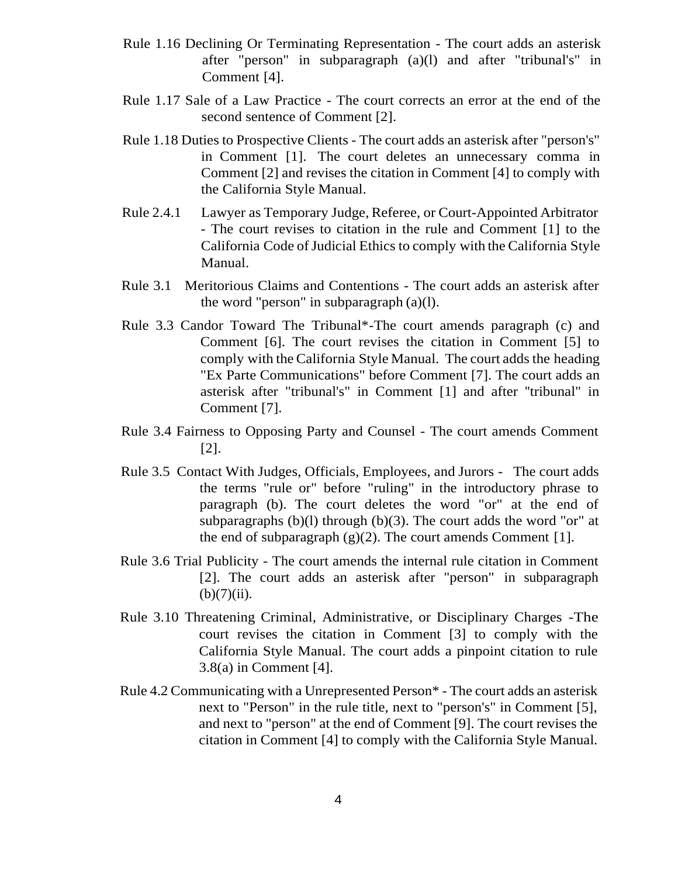Rule 1.16 Declining Or Terminating Representation - The court adds an asterisk after "person" in subparagraph (a)(l) and after "tribunal's" in Comment [4].

Rule 1.17 Sale of a Law Practice - The court corrects an error at the end of the second sentence of Comment [2].

Rule 1.18 Duties to Prospective Clients - The court adds an asterisk after "person's" in Comment [1]. The court deletes an unnecessary comma in Comment [2] and revises the citation in Comment [4] to comply with the California Style Manual.

Rule 2.4.1 Lawyer as Temporary Judge, Referee, or Court-Appointed Arbitrator - The court revises to citation in the rule and Comment [1] to the California Code of Judicial Ethics to comply with the California Style Manual.

Rule 3.1 Meritorious Claims and Contentions - The court adds an asterisk after the word "person" in subparagraph (a)(l).

Rule 3.3 Candor Toward The Tribunal*-The court amends paragraph (c) and Comment [6]. The court revises the citation in Comment [5] to comply with the California Style Manual. The court adds the heading "Ex Parte Communications" before Comment [7]. The court adds an asterisk after "tribunal's" in Comment [1] and after "tribunal" in Comment [7].

Rule 3.4 Fairness to Opposing Party and Counsel - The court amends Comment [2].

Rule 3.5 Contact With Judges, Officials, Employees, and Jurors - The court adds the terms "rule or" before "ruling" in the introductory phrase to paragraph (b). The court deletes the word "or" at the end of subparagraphs (b)(l) through (b)(3). The court adds the word "or" at the end of subparagraph (g)(2). The court amends Comment [1].

Rule 3.6 Trial Publicity - The court amends the internal rule citation in Comment [2]. The court adds an asterisk after "person" in subparagraph (b)(7)(ii).

Rule 3.10 Threatening Criminal, Administrative, or Disciplinary Charges -The court revises the citation in Comment [3] to comply with the California Style Manual. The court adds a pinpoint citation to rule 3.8(a) in Comment [4].

Rule 4.2 Communicating with a Unrepresented Person* - The court adds an asterisk next to "Person" in the rule title, next to "person's" in Comment [5], and next to "person" at the end of Comment [9]. The court revises the citation in Comment [4] to comply with the California Style Manual.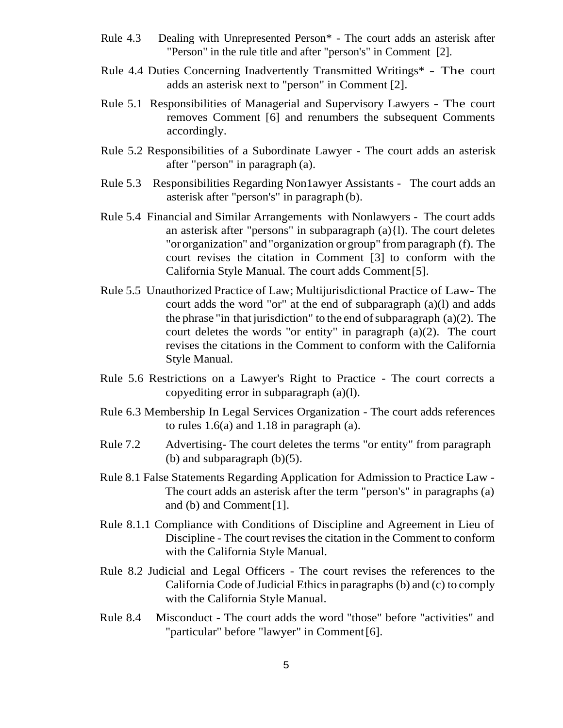Rule 4.3 Dealing with Unrepresented Person* - The court adds an asterisk after "Person" in the rule title and after "person's" in Comment [2].

Rule 4.4 Duties Concerning Inadvertently Transmitted Writings* - The court adds an asterisk next to "person" in Comment [2].

Rule 5.1 Responsibilities of Managerial and Supervisory Lawyers - The court removes Comment [6] and renumbers the subsequent Comments accordingly.

Rule 5.2 Responsibilities of a Subordinate Lawyer - The court adds an asterisk after "person" in paragraph (a).

Rule 5.3 Responsibilities Regarding Non1awyer Assistants - The court adds an asterisk after "person's" in paragraph (b).

Rule 5.4 Financial and Similar Arrangements with Nonlawyers - The court adds an asterisk after "persons" in subparagraph (a){l). The court deletes "or organization" and "organization or group" from paragraph (f). The court revises the citation in Comment [3] to conform with the California Style Manual. The court adds Comment [5].

Rule 5.5 Unauthorized Practice of Law; Multijurisdictional Practice of Law- The court adds the word "or" at the end of subparagraph (a)(l) and adds the phrase "in that jurisdiction" to the end of subparagraph (a)(2). The court deletes the words "or entity" in paragraph (a)(2). The court revises the citations in the Comment to conform with the California Style Manual.

Rule 5.6 Restrictions on a Lawyer's Right to Practice - The court corrects a copyediting error in subparagraph (a)(l).

Rule 6.3 Membership In Legal Services Organization - The court adds references to rules 1.6(a) and 1.18 in paragraph (a).

Rule 7.2 Advertising- The court deletes the terms "or entity" from paragraph (b) and subparagraph (b)(5).

Rule 8.1 False Statements Regarding Application for Admission to Practice Law - The court adds an asterisk after the term "person's" in paragraphs (a) and (b) and Comment [1].

Rule 8.1.1 Compliance with Conditions of Discipline and Agreement in Lieu of Discipline - The court revises the citation in the Comment to conform with the California Style Manual.

Rule 8.2 Judicial and Legal Officers - The court revises the references to the California Code of Judicial Ethics in paragraphs (b) and (c) to comply with the California Style Manual.

Rule 8.4 Misconduct - The court adds the word "those" before "activities" and "particular" before "lawyer" in Comment [6].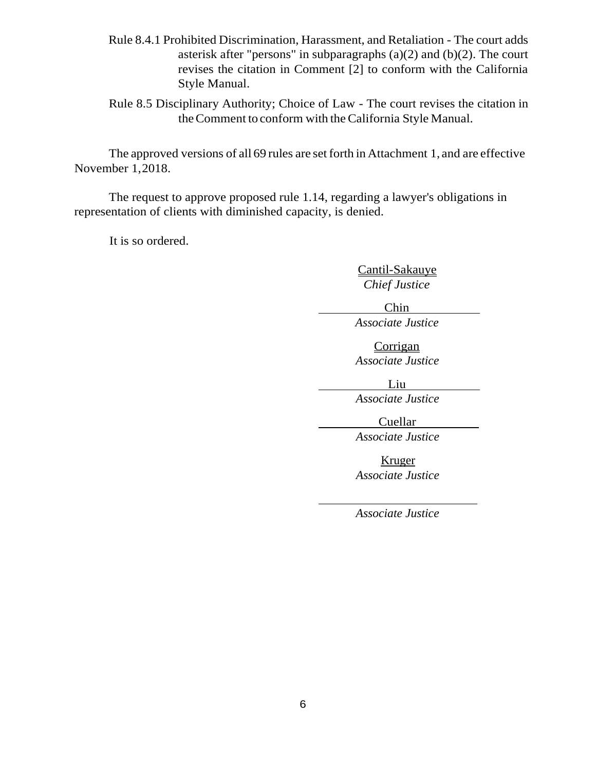Rule 8.4.1 Prohibited Discrimination, Harassment, and Retaliation - The court adds asterisk after "persons" in subparagraphs (a)(2) and (b)(2). The court revises the citation in Comment [2] to conform with the California Style Manual.

Rule 8.5 Disciplinary Authority; Choice of Law - The court revises the citation in the Comment to conform with the California Style Manual.

The approved versions of all 69 rules are set forth in Attachment 1, and are effective November 1, 2018.

The request to approve proposed rule 1.14, regarding a lawyer's obligations in representation of clients with diminished capacity, is denied.

It is so ordered.

Cantil-Sakauye
*Chief Justice*

Chin
*Associate Justice*

Corrigan
*Associate Justice*

Liu
*Associate Justice*

Cuellar
*Associate Justice*

Kruger
*Associate Justice*

______________________
*Associate Justice*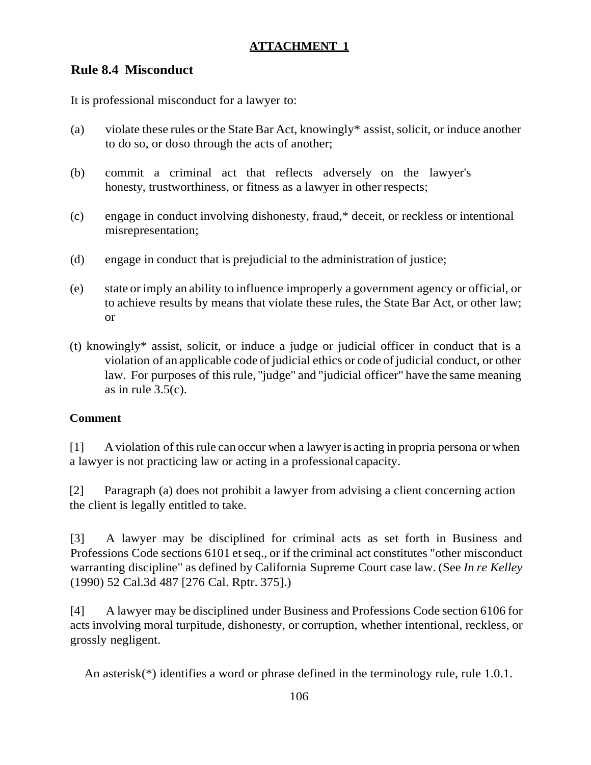**ATTACHMENT 1**

## Rule 8.4 Misconduct

It is professional misconduct for a lawyer to:

(a) violate these rules or the State Bar Act, knowingly* assist, solicit, or induce another to do so, or doso through the acts of another;

(b) commit a criminal act that reflects adversely on the lawyer's honesty, trustworthiness, or fitness as a lawyer in other respects;

(c) engage in conduct involving dishonesty, fraud,* deceit, or reckless or intentional misrepresentation;

(d) engage in conduct that is prejudicial to the administration of justice;

(e) state or imply an ability to influence improperly a government agency or official, or to achieve results by means that violate these rules, the State Bar Act, or other law; or

(t) knowingly* assist, solicit, or induce a judge or judicial officer in conduct that is a violation of an applicable code of judicial ethics or code of judicial conduct, or other law. For purposes of this rule, "judge" and "judicial officer" have the same meaning as in rule 3.5(c).

**Comment**

[1] A violation of this rule can occur when a lawyer is acting in propria persona or when a lawyer is not practicing law or acting in a professional capacity.

[2] Paragraph (a) does not prohibit a lawyer from advising a client concerning action the client is legally entitled to take.

[3] A lawyer may be disciplined for criminal acts as set forth in Business and Professions Code sections 6101 et seq., or if the criminal act constitutes "other misconduct warranting discipline" as defined by California Supreme Court case law. (See *In re Kelley* (1990) 52 Cal.3d 487 [276 Cal. Rptr. 375].)

[4] A lawyer may be disciplined under Business and Professions Code section 6106 for acts involving moral turpitude, dishonesty, or corruption, whether intentional, reckless, or grossly negligent.

An asterisk(*) identifies a word or phrase defined in the terminology rule, rule 1.0.1.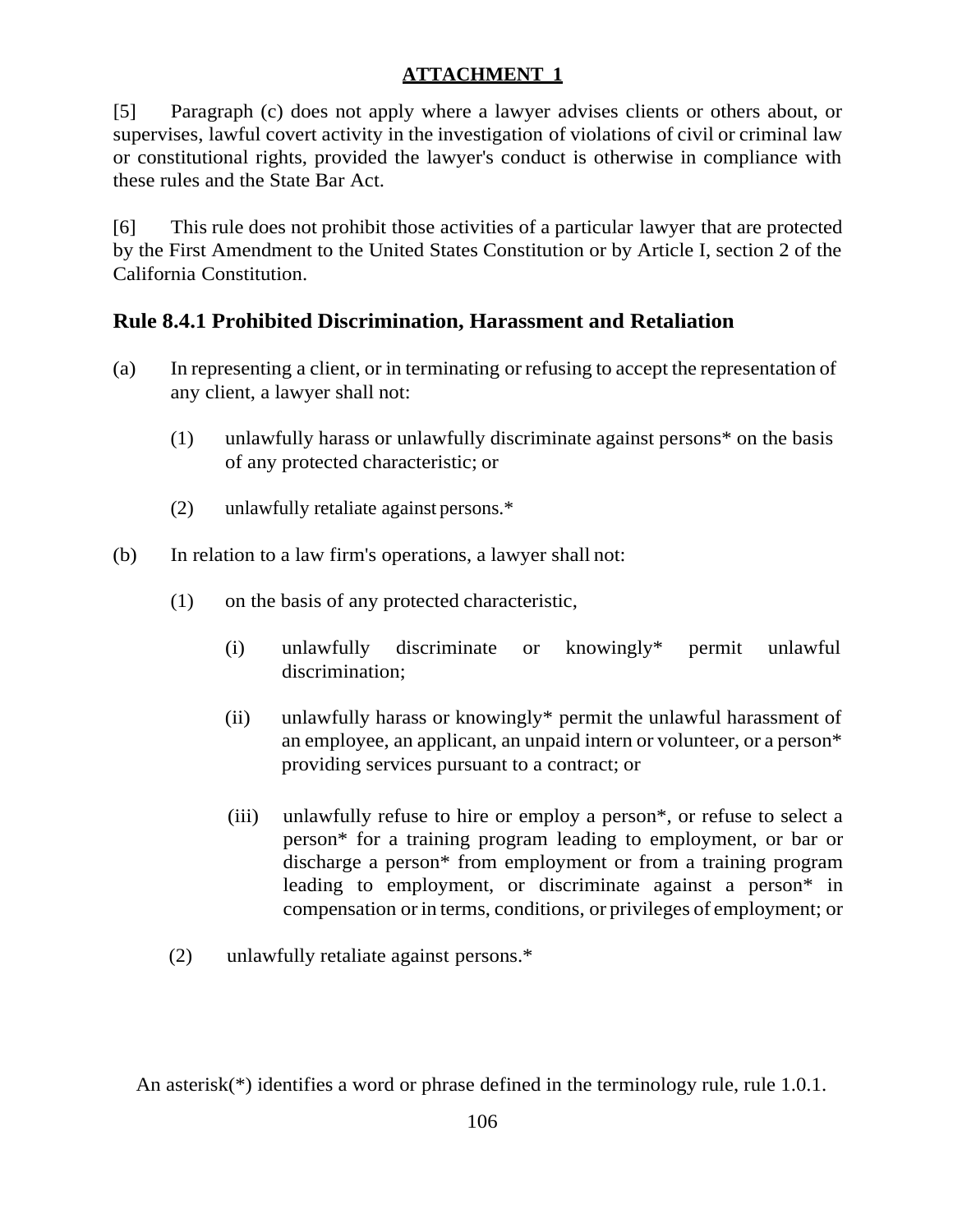**ATTACHMENT 1**

[5] Paragraph (c) does not apply where a lawyer advises clients or others about, or supervises, lawful covert activity in the investigation of violations of civil or criminal law or constitutional rights, provided the lawyer's conduct is otherwise in compliance with these rules and the State Bar Act.

[6] This rule does not prohibit those activities of a particular lawyer that are protected by the First Amendment to the United States Constitution or by Article I, section 2 of the California Constitution.

## Rule 8.4.1 Prohibited Discrimination, Harassment and Retaliation

(a) In representing a client, or in terminating or refusing to accept the representation of any client, a lawyer shall not:

  (1) unlawfully harass or unlawfully discriminate against persons* on the basis of any protected characteristic; or

  (2) unlawfully retaliate against persons.*

(b) In relation to a law firm's operations, a lawyer shall not:

  (1) on the basis of any protected characteristic,

    (i) unlawfully discriminate or knowingly* permit unlawful discrimination;

    (ii) unlawfully harass or knowingly* permit the unlawful harassment of an employee, an applicant, an unpaid intern or volunteer, or a person* providing services pursuant to a contract; or

    (iii) unlawfully refuse to hire or employ a person*, or refuse to select a person* for a training program leading to employment, or bar or discharge a person* from employment or from a training program leading to employment, or discriminate against a person* in compensation or in terms, conditions, or privileges of employment; or

  (2) unlawfully retaliate against persons.*

An asterisk(*) identifies a word or phrase defined in the terminology rule, rule 1.0.1.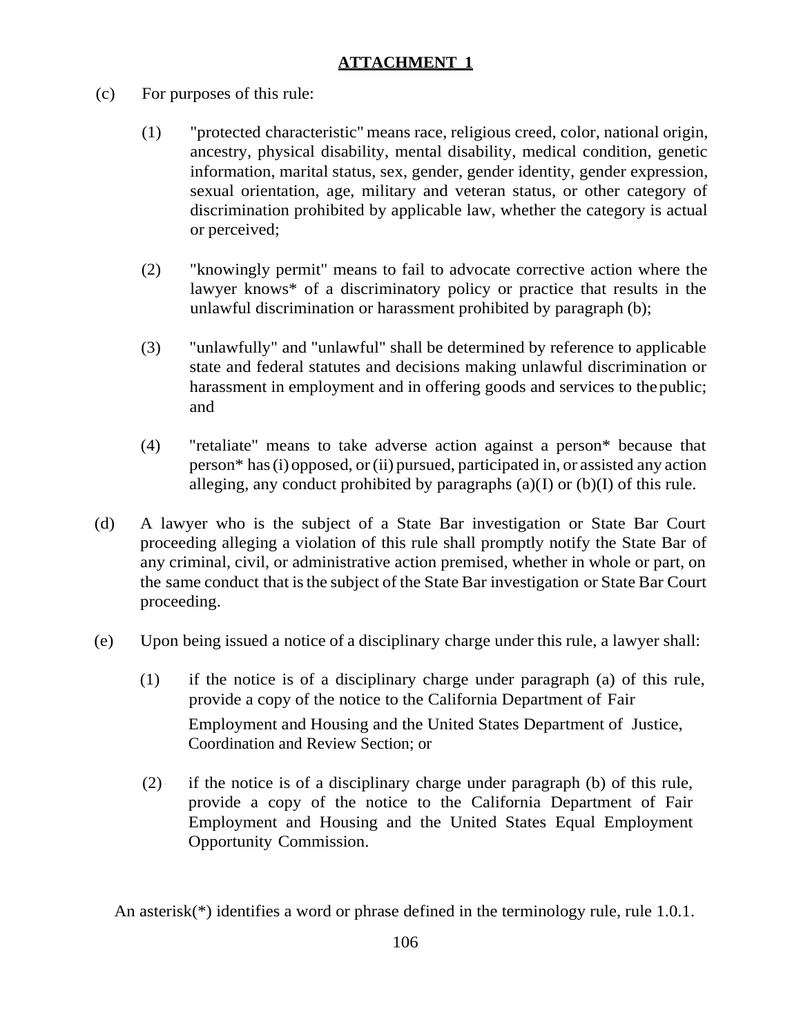**ATTACHMENT 1**

(c) For purposes of this rule:

(1) "protected characteristic" means race, religious creed, color, national origin, ancestry, physical disability, mental disability, medical condition, genetic information, marital status, sex, gender, gender identity, gender expression, sexual orientation, age, military and veteran status, or other category of discrimination prohibited by applicable law, whether the category is actual or perceived;

(2) "knowingly permit" means to fail to advocate corrective action where the lawyer knows* of a discriminatory policy or practice that results in the unlawful discrimination or harassment prohibited by paragraph (b);

(3) "unlawfully" and "unlawful" shall be determined by reference to applicable state and federal statutes and decisions making unlawful discrimination or harassment in employment and in offering goods and services to the public; and

(4) "retaliate" means to take adverse action against a person* because that person* has (i) opposed, or (ii) pursued, participated in, or assisted any action alleging, any conduct prohibited by paragraphs (a)(I) or (b)(I) of this rule.

(d) A lawyer who is the subject of a State Bar investigation or State Bar Court proceeding alleging a violation of this rule shall promptly notify the State Bar of any criminal, civil, or administrative action premised, whether in whole or part, on the same conduct that is the subject of the State Bar investigation or State Bar Court proceeding.

(e) Upon being issued a notice of a disciplinary charge under this rule, a lawyer shall:

(1) if the notice is of a disciplinary charge under paragraph (a) of this rule, provide a copy of the notice to the California Department of Fair Employment and Housing and the United States Department of Justice, Coordination and Review Section; or

(2) if the notice is of a disciplinary charge under paragraph (b) of this rule, provide a copy of the notice to the California Department of Fair Employment and Housing and the United States Equal Employment Opportunity Commission.

An asterisk(*) identifies a word or phrase defined in the terminology rule, rule 1.0.1.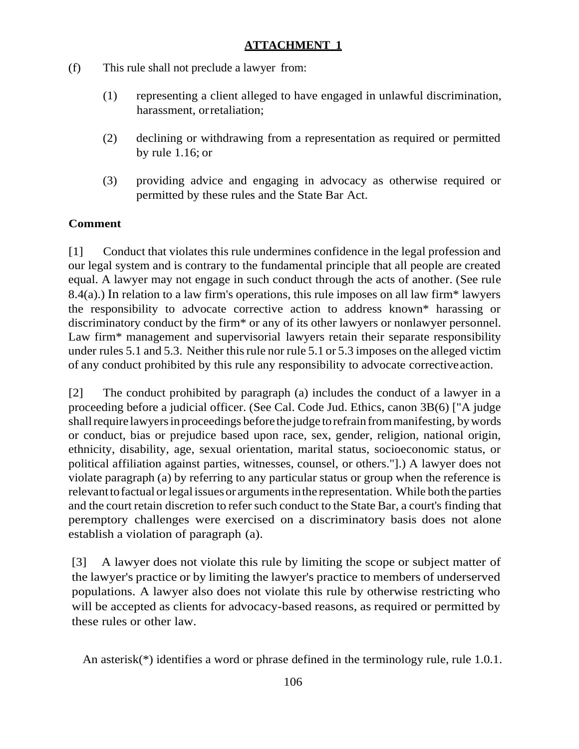**ATTACHMENT 1**

(f) This rule shall not preclude a lawyer from:

(1) representing a client alleged to have engaged in unlawful discrimination, harassment, or retaliation;

(2) declining or withdrawing from a representation as required or permitted by rule 1.16; or

(3) providing advice and engaging in advocacy as otherwise required or permitted by these rules and the State Bar Act.

**Comment**

[1] Conduct that violates this rule undermines confidence in the legal profession and our legal system and is contrary to the fundamental principle that all people are created equal. A lawyer may not engage in such conduct through the acts of another. (See rule 8.4(a).) In relation to a law firm's operations, this rule imposes on all law firm* lawyers the responsibility to advocate corrective action to address known* harassing or discriminatory conduct by the firm* or any of its other lawyers or nonlawyer personnel. Law firm* management and supervisorial lawyers retain their separate responsibility under rules 5.1 and 5.3. Neither this rule nor rule 5.1 or 5.3 imposes on the alleged victim of any conduct prohibited by this rule any responsibility to advocate corrective action.

[2] The conduct prohibited by paragraph (a) includes the conduct of a lawyer in a proceeding before a judicial officer. (See Cal. Code Jud. Ethics, canon 3B(6) ["A judge shall require lawyers in proceedings before the judge to refrain from manifesting, by words or conduct, bias or prejudice based upon race, sex, gender, religion, national origin, ethnicity, disability, age, sexual orientation, marital status, socioeconomic status, or political affiliation against parties, witnesses, counsel, or others."].) A lawyer does not violate paragraph (a) by referring to any particular status or group when the reference is relevant to factual or legal issues or arguments in the representation. While both the parties and the court retain discretion to refer such conduct to the State Bar, a court's finding that peremptory challenges were exercised on a discriminatory basis does not alone establish a violation of paragraph (a).

[3] A lawyer does not violate this rule by limiting the scope or subject matter of the lawyer's practice or by limiting the lawyer's practice to members of underserved populations. A lawyer also does not violate this rule by otherwise restricting who will be accepted as clients for advocacy-based reasons, as required or permitted by these rules or other law.

An asterisk(*) identifies a word or phrase defined in the terminology rule, rule 1.0.1.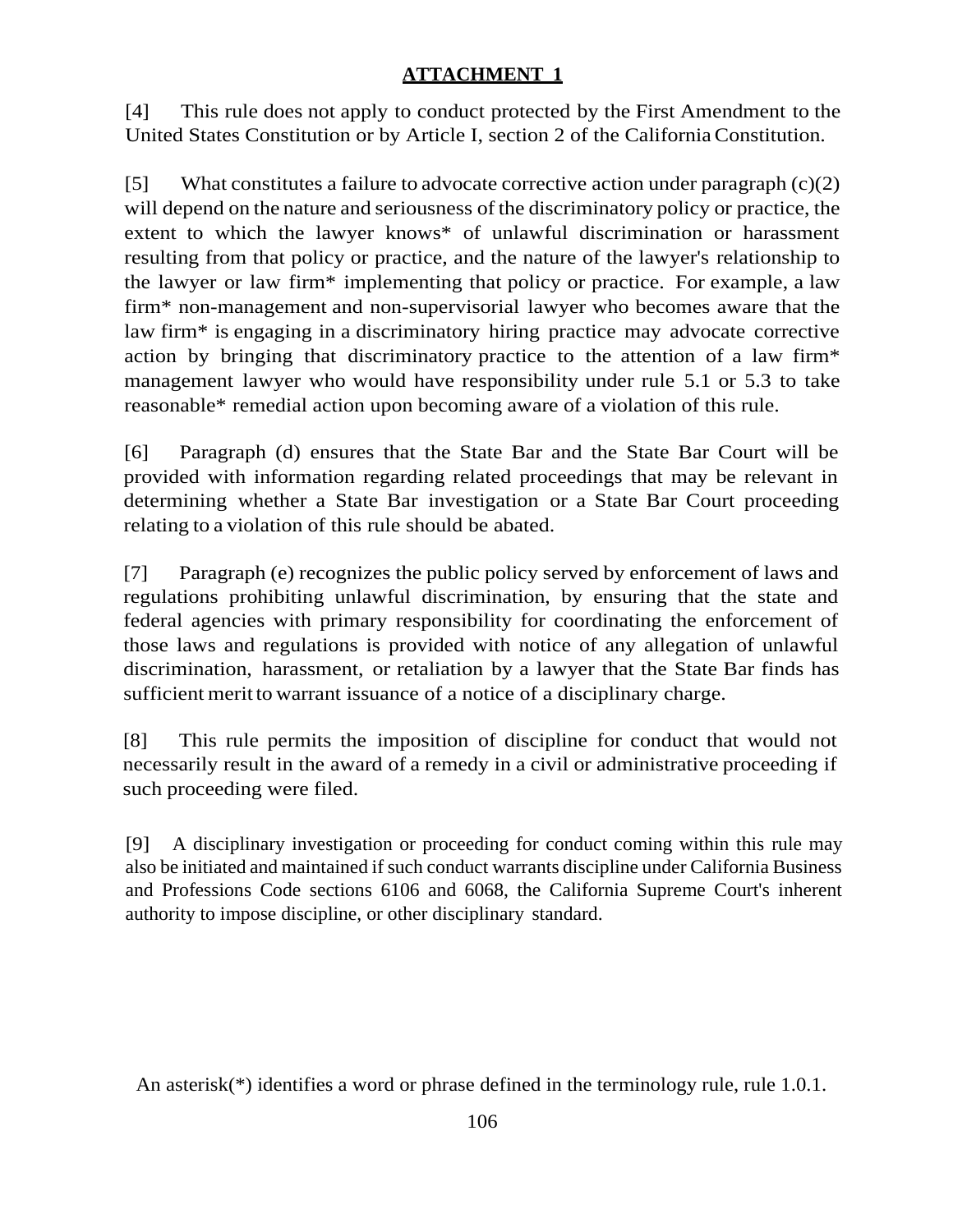**ATTACHMENT 1**

[4] This rule does not apply to conduct protected by the First Amendment to the United States Constitution or by Article I, section 2 of the California Constitution.

[5] What constitutes a failure to advocate corrective action under paragraph (c)(2) will depend on the nature and seriousness of the discriminatory policy or practice, the extent to which the lawyer knows* of unlawful discrimination or harassment resulting from that policy or practice, and the nature of the lawyer's relationship to the lawyer or law firm* implementing that policy or practice. For example, a law firm* non-management and non-supervisorial lawyer who becomes aware that the law firm* is engaging in a discriminatory hiring practice may advocate corrective action by bringing that discriminatory practice to the attention of a law firm* management lawyer who would have responsibility under rule 5.1 or 5.3 to take reasonable* remedial action upon becoming aware of a violation of this rule.

[6] Paragraph (d) ensures that the State Bar and the State Bar Court will be provided with information regarding related proceedings that may be relevant in determining whether a State Bar investigation or a State Bar Court proceeding relating to a violation of this rule should be abated.

[7] Paragraph (e) recognizes the public policy served by enforcement of laws and regulations prohibiting unlawful discrimination, by ensuring that the state and federal agencies with primary responsibility for coordinating the enforcement of those laws and regulations is provided with notice of any allegation of unlawful discrimination, harassment, or retaliation by a lawyer that the State Bar finds has sufficient merit to warrant issuance of a notice of a disciplinary charge.

[8] This rule permits the imposition of discipline for conduct that would not necessarily result in the award of a remedy in a civil or administrative proceeding if such proceeding were filed.

[9] A disciplinary investigation or proceeding for conduct coming within this rule may also be initiated and maintained if such conduct warrants discipline under California Business and Professions Code sections 6106 and 6068, the California Supreme Court's inherent authority to impose discipline, or other disciplinary standard.

An asterisk(*) identifies a word or phrase defined in the terminology rule, rule 1.0.1.